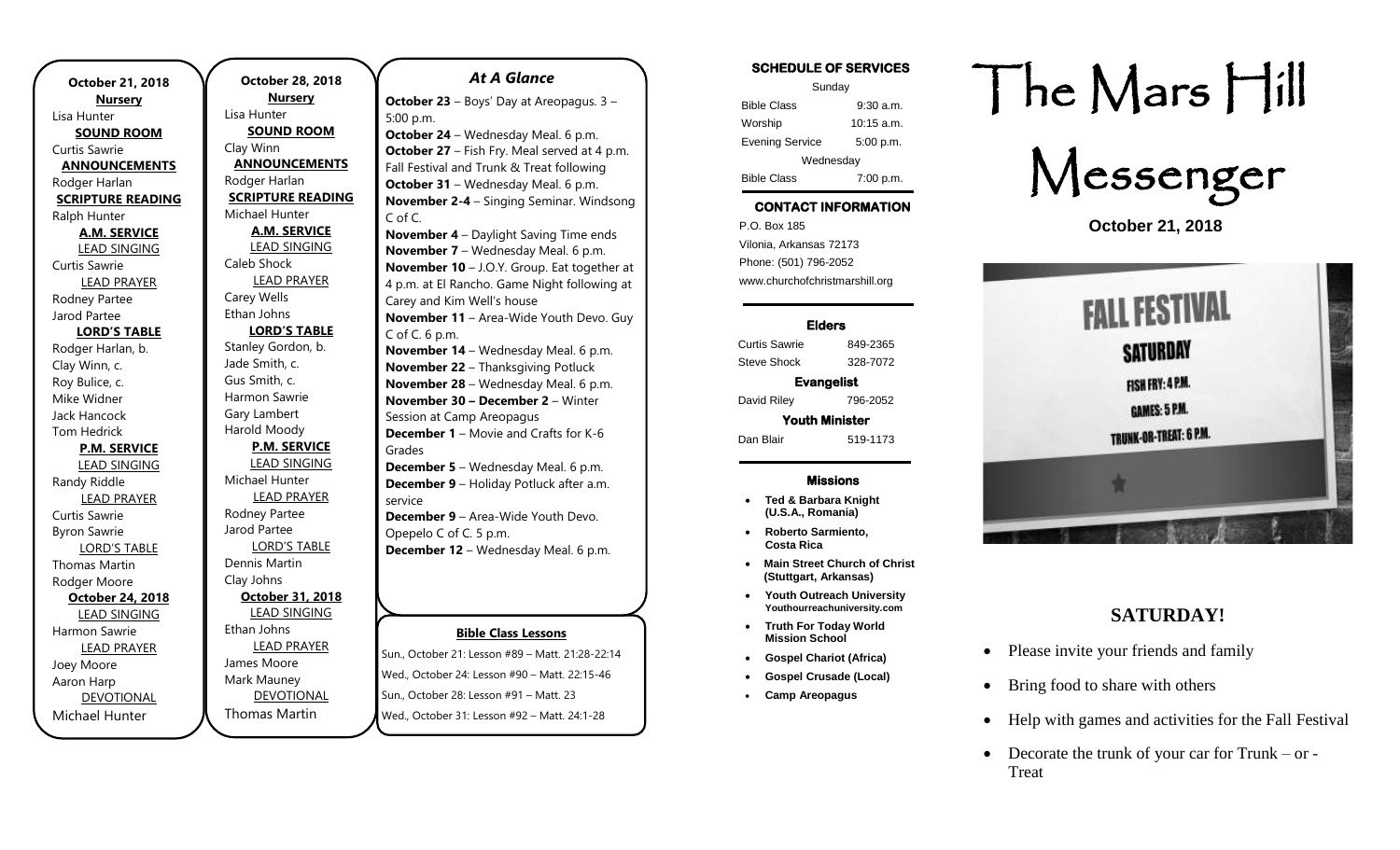**October 21, 2018**

**Nursery**
Lisa Hunter

**SOUND ROOM**
Curtis Sawrie

**ANNOUNCEMENTS**
Rodger Harlan

**SCRIPTURE READING**
Ralph Hunter

**A.M. SERVICE**

LEAD SINGING
Curtis Sawrie

LEAD PRAYER
Rodney Partee
Jarod Partee

**LORD'S TABLE**
Rodger Harlan, b.
Clay Winn, c.
Roy Bulice, c.
Mike Widner
Jack Hancock
Tom Hedrick

**P.M. SERVICE**

LEAD SINGING
Randy Riddle

LEAD PRAYER
Curtis Sawrie
Byron Sawrie

LORD'S TABLE
Thomas Martin
Rodger Moore

**October 24, 2018**

LEAD SINGING
Harmon Sawrie

LEAD PRAYER
Joey Moore
Aaron Harp

DEVOTIONAL
Michael Hunter

**October 28, 2018**

**Nursery**
Lisa Hunter

**SOUND ROOM**
Clay Winn

**ANNOUNCEMENTS**
Rodger Harlan

**SCRIPTURE READING**
Michael Hunter

**A.M. SERVICE**

LEAD SINGING
Caleb Shock

LEAD PRAYER
Carey Wells
Ethan Johns

**LORD'S TABLE**
Stanley Gordon, b.
Jade Smith, c.
Gus Smith, c.
Harmon Sawrie
Gary Lambert
Harold Moody

**P.M. SERVICE**

LEAD SINGING
Michael Hunter

LEAD PRAYER
Rodney Partee
Jarod Partee

LORD'S TABLE
Dennis Martin
Clay Johns

**October 31, 2018**

LEAD SINGING
Ethan Johns

LEAD PRAYER
James Moore
Mark Mauney

DEVOTIONAL
Thomas Martin

## *At A Glance*

**October 23** – Boys' Day at Areopagus. 3 – 5:00 p.m.
**October 24** – Wednesday Meal. 6 p.m.
**October 27** – Fish Fry. Meal served at 4 p.m. Fall Festival and Trunk & Treat following
**October 31** – Wednesday Meal. 6 p.m.
**November 2-4** – Singing Seminar. Windsong C of C.
**November 4** – Daylight Saving Time ends
**November 7** – Wednesday Meal. 6 p.m.
**November 10** – J.O.Y. Group. Eat together at 4 p.m. at El Rancho. Game Night following at Carey and Kim Well's house
**November 11** – Area-Wide Youth Devo. Guy C of C. 6 p.m.
**November 14** – Wednesday Meal. 6 p.m.
**November 22** – Thanksgiving Potluck
**November 28** – Wednesday Meal. 6 p.m.
**November 30 – December 2** – Winter Session at Camp Areopagus
**December 1** – Movie and Crafts for K-6 Grades
**December 5** – Wednesday Meal. 6 p.m.
**December 9** – Holiday Potluck after a.m. service
**December 9** – Area-Wide Youth Devo. Opepelo C of C. 5 p.m.
**December 12** – Wednesday Meal. 6 p.m.

**Bible Class Lessons**

Sun., October 21: Lesson #89 – Matt. 21:28-22:14
Wed., October 24: Lesson #90 – Matt. 22:15-46
Sun., October 28: Lesson #91 – Matt. 23
Wed., October 31: Lesson #92 – Matt. 24:1-28

**SCHEDULE OF SERVICES**

| Sunday | |
|---|---|
| Bible Class | 9:30 a.m. |
| Worship | 10:15 a.m. |
| Evening Service | 5:00 p.m. |
| Wednesday | |
| Bible Class | 7:00 p.m. |

**CONTACT INFORMATION**

P.O. Box 185
Vilonia, Arkansas 72173
Phone: (501) 796-2052
www.churchofchristmarshill.org

**Elders**

| | |
|---|---|
| Curtis Sawrie | 849-2365 |
| Steve Shock | 328-7072 |
| **Evangelist** | |
| David Riley | 796-2052 |
| **Youth Minister** | |
| Dan Blair | 519-1173 |

**Missions**

- **Ted & Barbara Knight (U.S.A., Romania)**
- **Roberto Sarmiento, Costa Rica**
- **Main Street Church of Christ (Stuttgart, Arkansas)**
- **Youth Outreach University Youthourreachuniversity.com**
- **Truth For Today World Mission School**
- **Gospel Chariot (Africa)**
- **Gospel Crusade (Local)**
- **Camp Areopagus**

# The Mars Hill Messenger

**October 21, 2018**

FALL FESTIVAL
SATURDAY
FISH FRY: 4 P.M.
GAMES: 5 P.M.
TRUNK-OR-TREAT: 6 P.M.

## SATURDAY!

- Please invite your friends and family
- Bring food to share with others
- Help with games and activities for the Fall Festival
- Decorate the trunk of your car for Trunk – or - Treat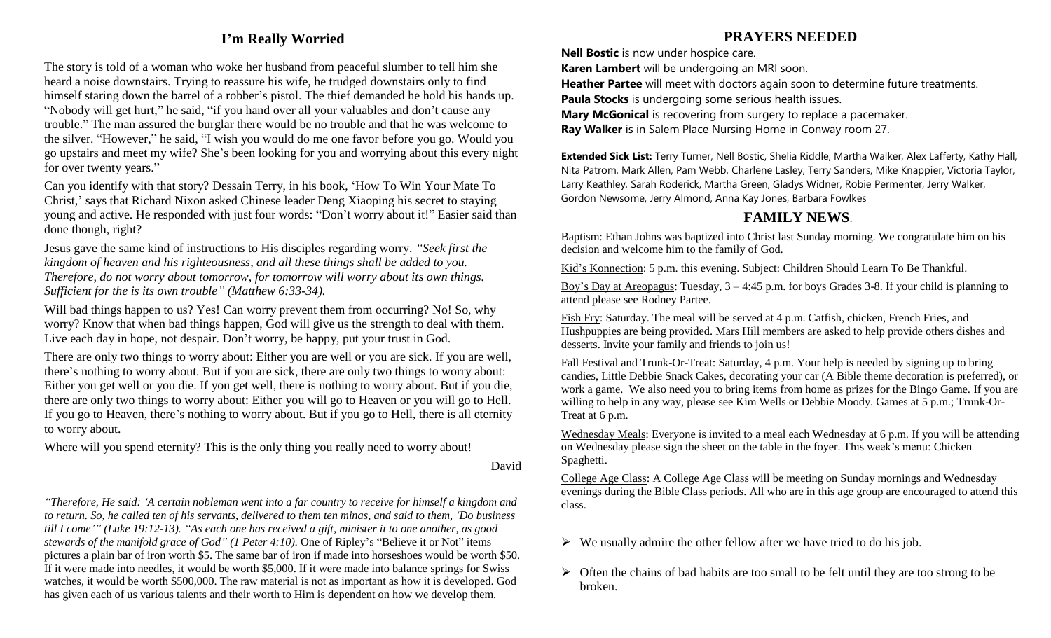## I'm Really Worried

The story is told of a woman who woke her husband from peaceful slumber to tell him she heard a noise downstairs. Trying to reassure his wife, he trudged downstairs only to find himself staring down the barrel of a robber's pistol. The thief demanded he hold his hands up. "Nobody will get hurt," he said, "if you hand over all your valuables and don't cause any trouble." The man assured the burglar there would be no trouble and that he was welcome to the silver. "However," he said, "I wish you would do me one favor before you go. Would you go upstairs and meet my wife? She's been looking for you and worrying about this every night for over twenty years."

Can you identify with that story? Dessain Terry, in his book, 'How To Win Your Mate To Christ,' says that Richard Nixon asked Chinese leader Deng Xiaoping his secret to staying young and active. He responded with just four words: "Don't worry about it!" Easier said than done though, right?

Jesus gave the same kind of instructions to His disciples regarding worry. *"Seek first the kingdom of heaven and his righteousness, and all these things shall be added to you. Therefore, do not worry about tomorrow, for tomorrow will worry about its own things. Sufficient for the is its own trouble" (Matthew 6:33-34).*

Will bad things happen to us? Yes! Can worry prevent them from occurring? No! So, why worry? Know that when bad things happen, God will give us the strength to deal with them. Live each day in hope, not despair. Don't worry, be happy, put your trust in God.

There are only two things to worry about: Either you are well or you are sick. If you are well, there's nothing to worry about. But if you are sick, there are only two things to worry about: Either you get well or you die. If you get well, there is nothing to worry about. But if you die, there are only two things to worry about: Either you will go to Heaven or you will go to Hell. If you go to Heaven, there's nothing to worry about. But if you go to Hell, there is all eternity to worry about.

Where will you spend eternity? This is the only thing you really need to worry about!

David

*"Therefore, He said: 'A certain nobleman went into a far country to receive for himself a kingdom and to return. So, he called ten of his servants, delivered to them ten minas, and said to them, 'Do business till I come'" (Luke 19:12-13). "As each one has received a gift, minister it to one another, as good stewards of the manifold grace of God" (1 Peter 4:10).* One of Ripley's "Believe it or Not" items pictures a plain bar of iron worth $5. The same bar of iron if made into horseshoes would be worth $50. If it were made into needles, it would be worth $5,000. If it were made into balance springs for Swiss watches, it would be worth $500,000. The raw material is not as important as how it is developed. God has given each of us various talents and their worth to Him is dependent on how we develop them.

## PRAYERS NEEDED

**Nell Bostic** is now under hospice care.
**Karen Lambert** will be undergoing an MRI soon.
**Heather Partee** will meet with doctors again soon to determine future treatments.
**Paula Stocks** is undergoing some serious health issues.
**Mary McGonical** is recovering from surgery to replace a pacemaker.
**Ray Walker** is in Salem Place Nursing Home in Conway room 27.

**Extended Sick List:** Terry Turner, Nell Bostic, Shelia Riddle, Martha Walker, Alex Lafferty, Kathy Hall, Nita Patrom, Mark Allen, Pam Webb, Charlene Lasley, Terry Sanders, Mike Knappier, Victoria Taylor, Larry Keathley, Sarah Roderick, Martha Green, Gladys Widner, Robie Permenter, Jerry Walker, Gordon Newsome, Jerry Almond, Anna Kay Jones, Barbara Fowlkes

## FAMILY NEWS.

Baptism: Ethan Johns was baptized into Christ last Sunday morning. We congratulate him on his decision and welcome him to the family of God.

Kid's Konnection: 5 p.m. this evening. Subject: Children Should Learn To Be Thankful.

Boy's Day at Areopagus: Tuesday, 3 – 4:45 p.m. for boys Grades 3-8. If your child is planning to attend please see Rodney Partee.

Fish Fry: Saturday. The meal will be served at 4 p.m. Catfish, chicken, French Fries, and Hushpuppies are being provided. Mars Hill members are asked to help provide others dishes and desserts. Invite your family and friends to join us!

Fall Festival and Trunk-Or-Treat: Saturday, 4 p.m. Your help is needed by signing up to bring candies, Little Debbie Snack Cakes, decorating your car (A Bible theme decoration is preferred), or work a game. We also need you to bring items from home as prizes for the Bingo Game. If you are willing to help in any way, please see Kim Wells or Debbie Moody. Games at 5 p.m.; Trunk-Or-Treat at 6 p.m.

Wednesday Meals: Everyone is invited to a meal each Wednesday at 6 p.m. If you will be attending on Wednesday please sign the sheet on the table in the foyer. This week's menu: Chicken Spaghetti.

College Age Class: A College Age Class will be meeting on Sunday mornings and Wednesday evenings during the Bible Class periods. All who are in this age group are encouraged to attend this class.

- We usually admire the other fellow after we have tried to do his job.
- Often the chains of bad habits are too small to be felt until they are too strong to be broken.